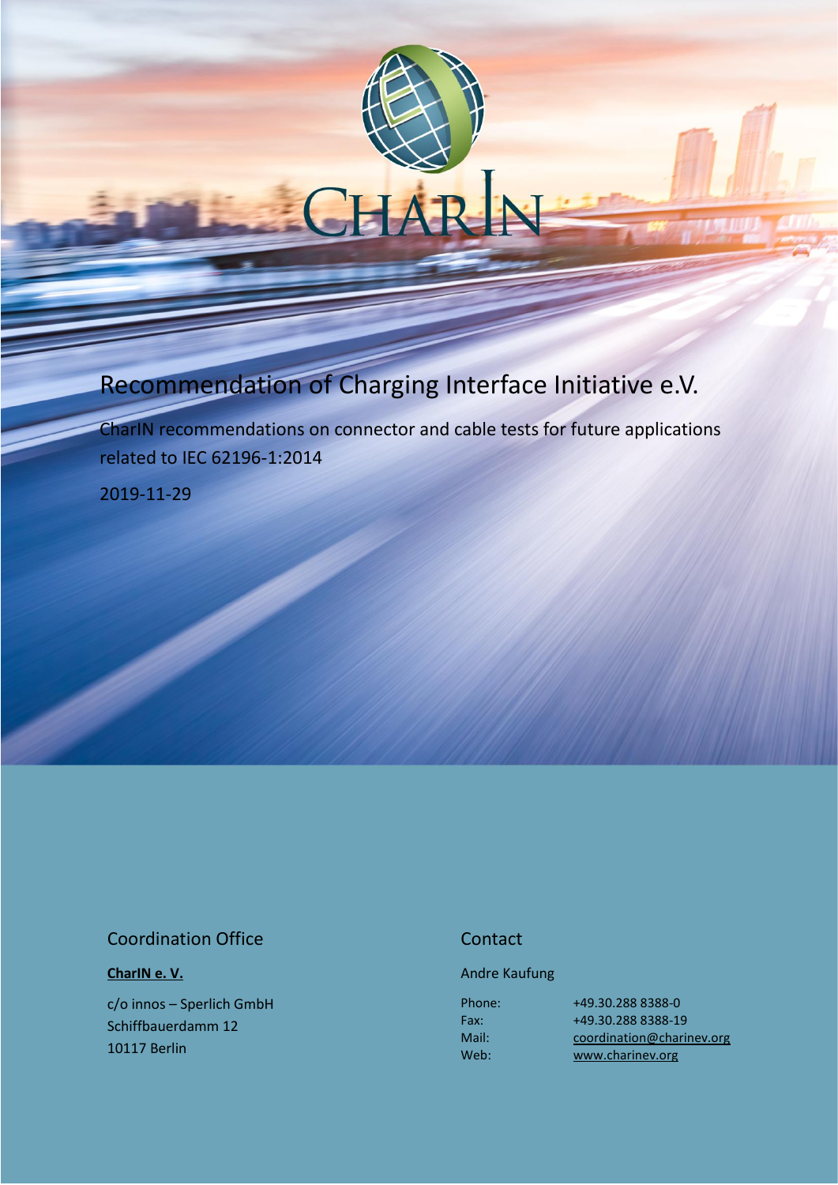# Recommendation of Charging Interface Initiative e.V.

CharIN recommendations on connector and cable tests for future applications related to IEC 62196-1:2014

2019-11-29

## Coordination Office

**CharIN e. V.**

c/o innos – Sperlich GmbH
Schiffbauerdamm 12
10117 Berlin

## Contact

Andre Kaufung

| | |
|---|---|
| Phone: | +49.30.288 8388-0 |
| Fax: | +49.30.288 8388-19 |
| Mail: | coordination@charinev.org |
| Web: | www.charinev.org |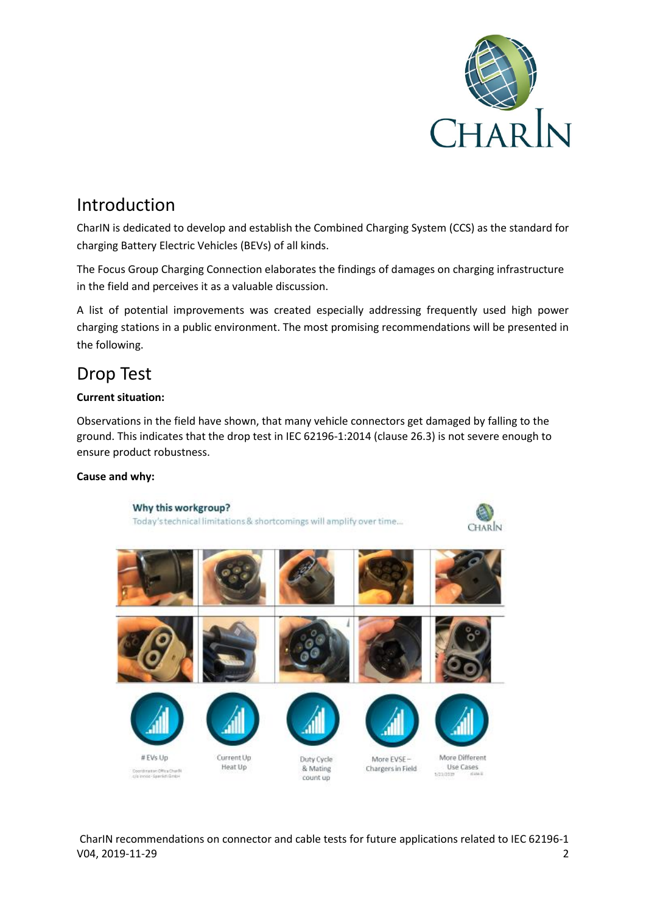## Introduction

CharIN is dedicated to develop and establish the Combined Charging System (CCS) as the standard for charging Battery Electric Vehicles (BEVs) of all kinds.

The Focus Group Charging Connection elaborates the findings of damages on charging infrastructure in the field and perceives it as a valuable discussion.

A list of potential improvements was created especially addressing frequently used high power charging stations in a public environment. The most promising recommendations will be presented in the following.

## Drop Test

**Current situation:**

Observations in the field have shown, that many vehicle connectors get damaged by falling to the ground. This indicates that the drop test in IEC 62196-1:2014 (clause 26.3) is not severe enough to ensure product robustness.

**Cause and why:**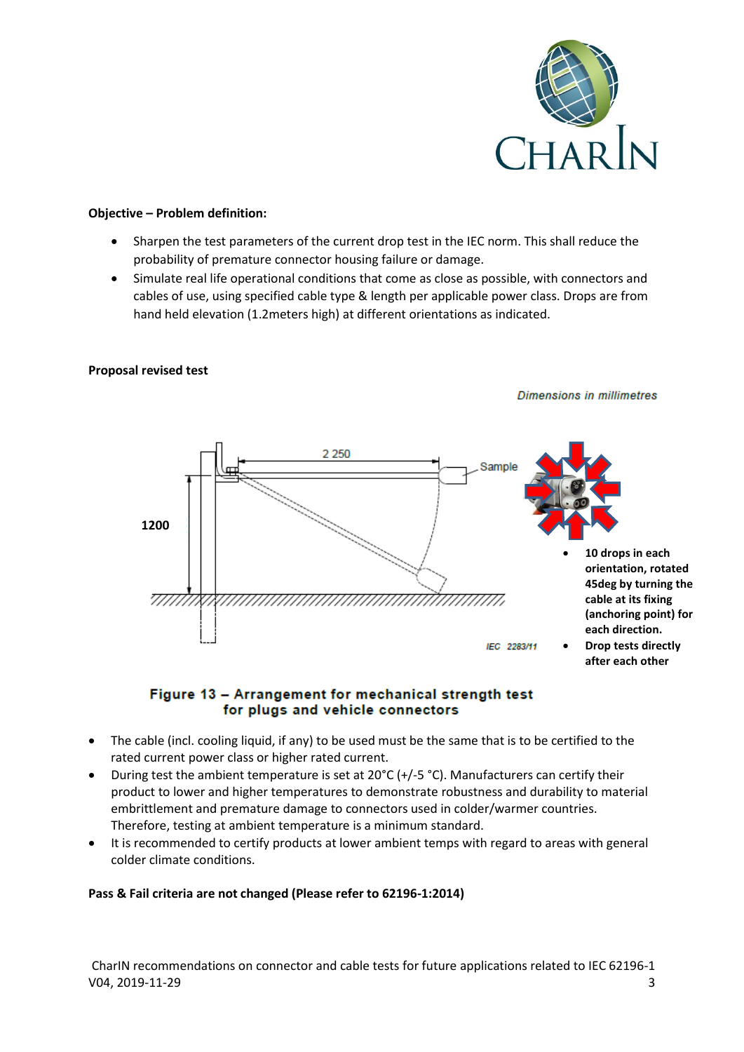**Objective – Problem definition:**

- Sharpen the test parameters of the current drop test in the IEC norm. This shall reduce the probability of premature connector housing failure or damage.
- Simulate real life operational conditions that come as close as possible, with connectors and cables of use, using specified cable type & length per applicable power class. Drops are from hand held elevation (1.2meters high) at different orientations as indicated.

**Proposal revised test**

*Dimensions in millimetres*

2 250

Sample

1200

IEC 2283/11

- **10 drops in each orientation, rotated 45deg by turning the cable at its fixing (anchoring point) for each direction.**
- **Drop tests directly after each other**

**Figure 13 – Arrangement for mechanical strength test for plugs and vehicle connectors**

- The cable (incl. cooling liquid, if any) to be used must be the same that is to be certified to the rated current power class or higher rated current.
- During test the ambient temperature is set at 20°C (+/-5 °C). Manufacturers can certify their product to lower and higher temperatures to demonstrate robustness and durability to material embrittlement and premature damage to connectors used in colder/warmer countries. Therefore, testing at ambient temperature is a minimum standard.
- It is recommended to certify products at lower ambient temps with regard to areas with general colder climate conditions.

**Pass & Fail criteria are not changed (Please refer to 62196-1:2014)**